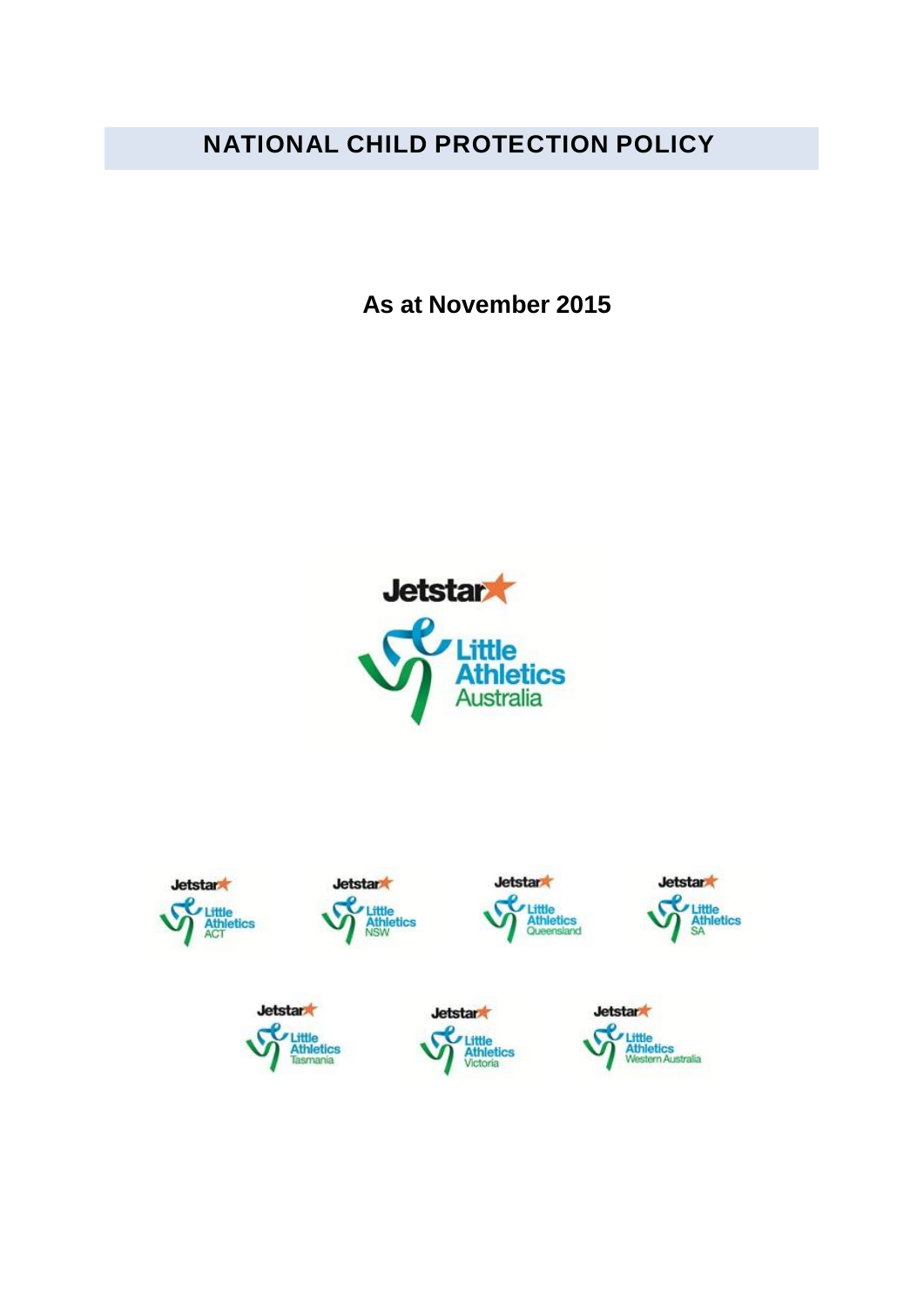# NATIONAL CHILD PROTECTION POLICY

**As at November 2015**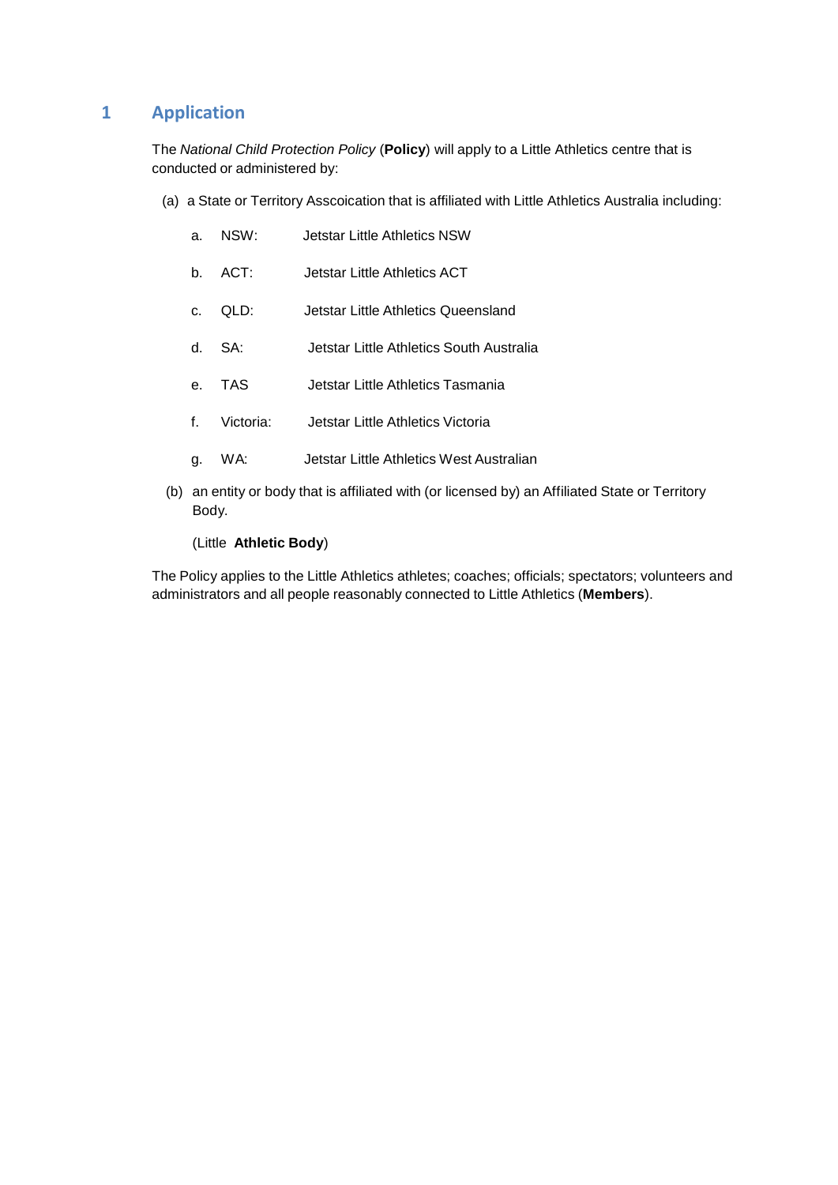## 1 Application

The *National Child Protection Policy* (**Policy**) will apply to a Little Athletics centre that is conducted or administered by:

(a) a State or Territory Asscoication that is affiliated with Little Athletics Australia including:

a. NSW: Jetstar Little Athletics NSW

b. ACT: Jetstar Little Athletics ACT

c. QLD: Jetstar Little Athletics Queensland

d. SA: Jetstar Little Athletics South Australia

e. TAS Jetstar Little Athletics Tasmania

f. Victoria: Jetstar Little Athletics Victoria

g. WA: Jetstar Little Athletics West Australian

(b) an entity or body that is affiliated with (or licensed by) an Affiliated State or Territory Body.

(Little **Athletic Body**)

The Policy applies to the Little Athletics athletes; coaches; officials; spectators; volunteers and administrators and all people reasonably connected to Little Athletics (**Members**).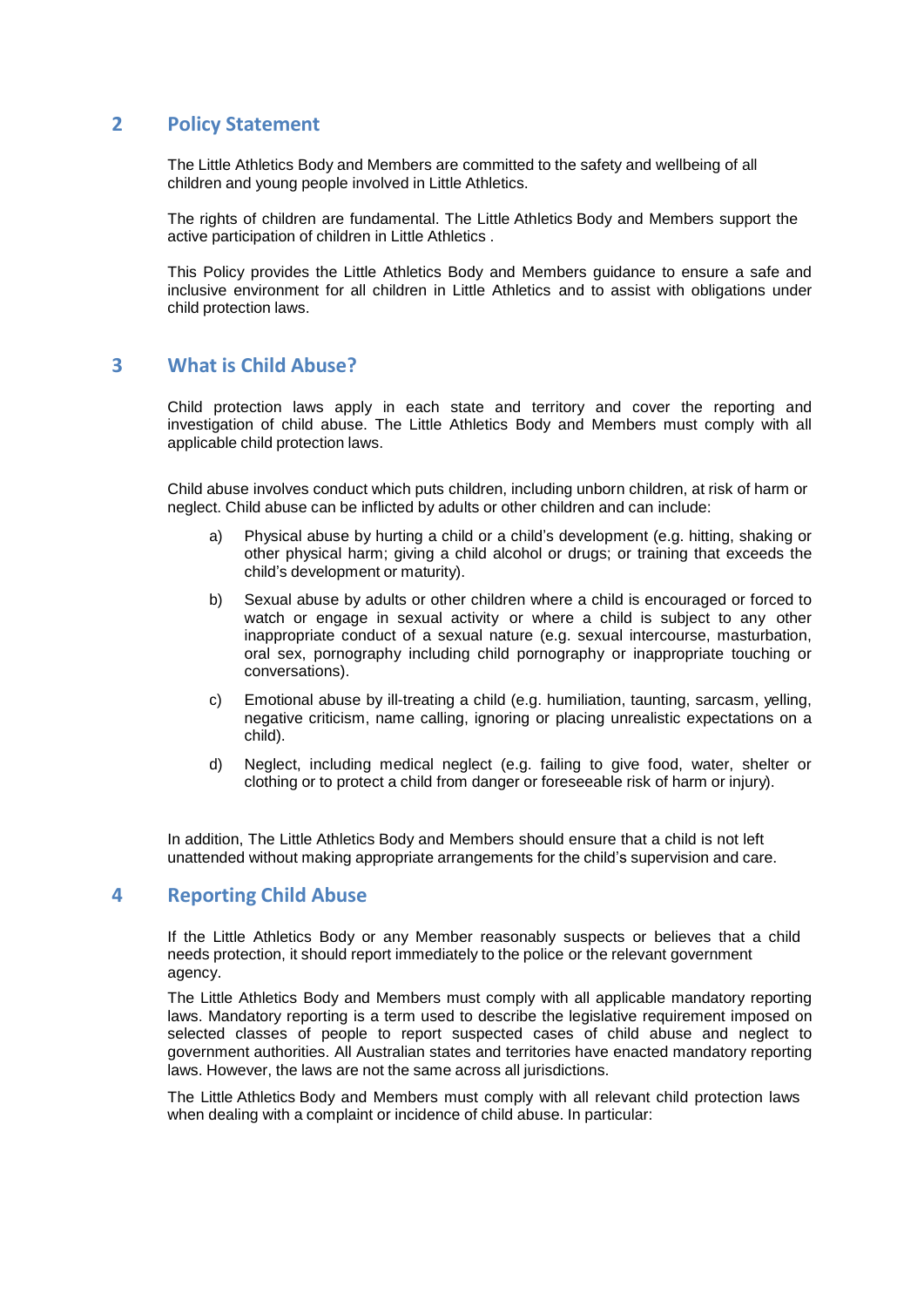## 2 Policy Statement

The Little Athletics Body and Members are committed to the safety and wellbeing of all children and young people involved in Little Athletics.

The rights of children are fundamental. The Little Athletics Body and Members support the active participation of children in Little Athletics .

This Policy provides the Little Athletics Body and Members guidance to ensure a safe and inclusive environment for all children in Little Athletics and to assist with obligations under child protection laws.

## 3 What is Child Abuse?

Child protection laws apply in each state and territory and cover the reporting and investigation of child abuse. The Little Athletics Body and Members must comply with all applicable child protection laws.

Child abuse involves conduct which puts children, including unborn children, at risk of harm or neglect. Child abuse can be inflicted by adults or other children and can include:

a) Physical abuse by hurting a child or a child's development (e.g. hitting, shaking or other physical harm; giving a child alcohol or drugs; or training that exceeds the child's development or maturity).

b) Sexual abuse by adults or other children where a child is encouraged or forced to watch or engage in sexual activity or where a child is subject to any other inappropriate conduct of a sexual nature (e.g. sexual intercourse, masturbation, oral sex, pornography including child pornography or inappropriate touching or conversations).

c) Emotional abuse by ill-treating a child (e.g. humiliation, taunting, sarcasm, yelling, negative criticism, name calling, ignoring or placing unrealistic expectations on a child).

d) Neglect, including medical neglect (e.g. failing to give food, water, shelter or clothing or to protect a child from danger or foreseeable risk of harm or injury).

In addition, The Little Athletics Body and Members should ensure that a child is not left unattended without making appropriate arrangements for the child's supervision and care.

## 4 Reporting Child Abuse

If the Little Athletics Body or any Member reasonably suspects or believes that a child needs protection, it should report immediately to the police or the relevant government agency.

The Little Athletics Body and Members must comply with all applicable mandatory reporting laws. Mandatory reporting is a term used to describe the legislative requirement imposed on selected classes of people to report suspected cases of child abuse and neglect to government authorities. All Australian states and territories have enacted mandatory reporting laws. However, the laws are not the same across all jurisdictions.

The Little Athletics Body and Members must comply with all relevant child protection laws when dealing with a complaint or incidence of child abuse. In particular: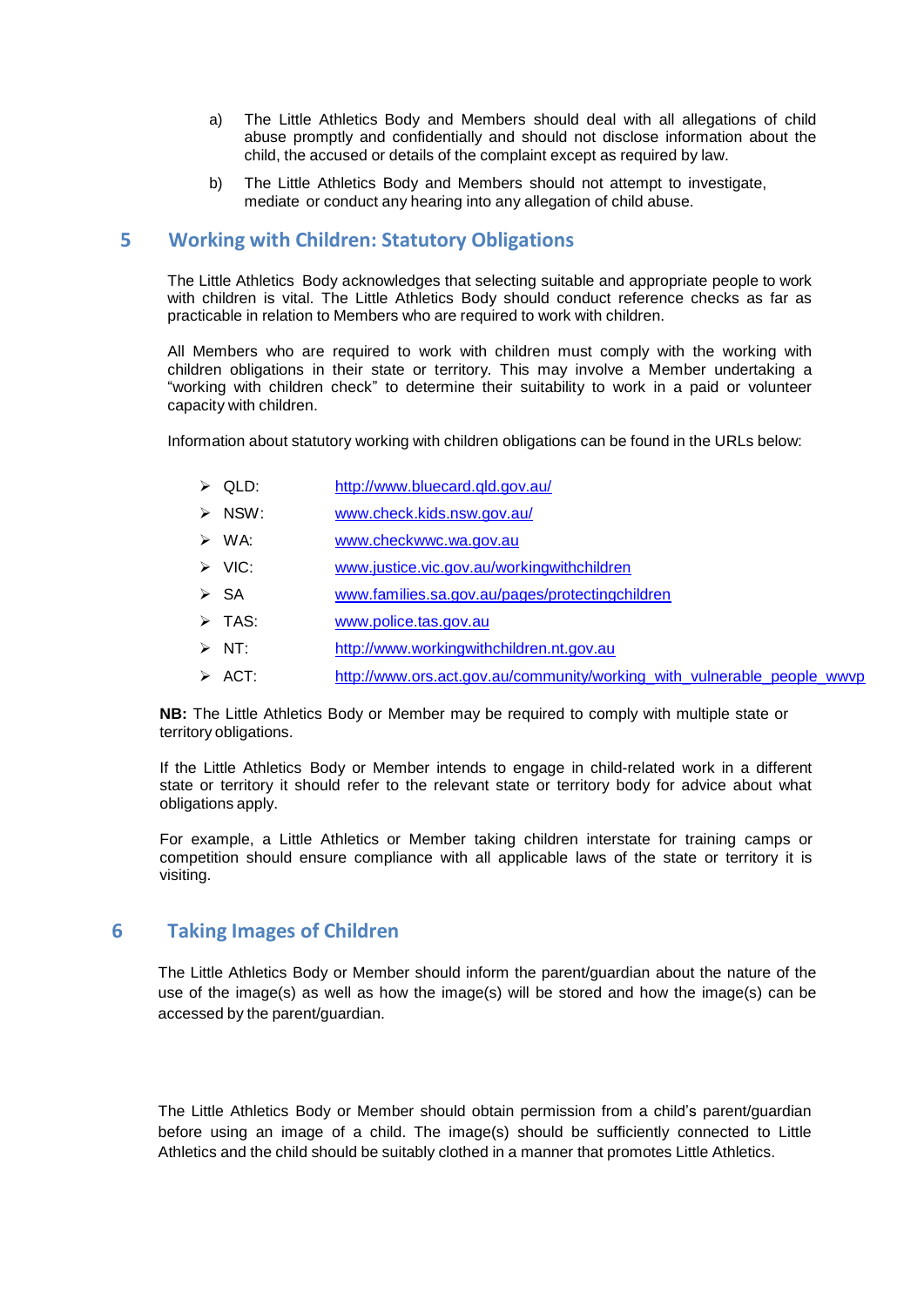a) The Little Athletics Body and Members should deal with all allegations of child abuse promptly and confidentially and should not disclose information about the child, the accused or details of the complaint except as required by law.

b) The Little Athletics Body and Members should not attempt to investigate, mediate or conduct any hearing into any allegation of child abuse.

## 5 Working with Children: Statutory Obligations

The Little Athletics Body acknowledges that selecting suitable and appropriate people to work with children is vital. The Little Athletics Body should conduct reference checks as far as practicable in relation to Members who are required to work with children.

All Members who are required to work with children must comply with the working with children obligations in their state or territory. This may involve a Member undertaking a "working with children check" to determine their suitability to work in a paid or volunteer capacity with children.

Information about statutory working with children obligations can be found in the URLs below:

- QLD: http://www.bluecard.qld.gov.au/
- NSW: www.check.kids.nsw.gov.au/
- WA: www.checkwwc.wa.gov.au
- VIC: www.justice.vic.gov.au/workingwithchildren
- SA www.families.sa.gov.au/pages/protectingchildren
- TAS: www.police.tas.gov.au
- NT: http://www.workingwithchildren.nt.gov.au
- ACT: http://www.ors.act.gov.au/community/working_with_vulnerable_people_wwvp

**NB:** The Little Athletics Body or Member may be required to comply with multiple state or territory obligations.

If the Little Athletics Body or Member intends to engage in child-related work in a different state or territory it should refer to the relevant state or territory body for advice about what obligations apply.

For example, a Little Athletics or Member taking children interstate for training camps or competition should ensure compliance with all applicable laws of the state or territory it is visiting.

## 6 Taking Images of Children

The Little Athletics Body or Member should inform the parent/guardian about the nature of the use of the image(s) as well as how the image(s) will be stored and how the image(s) can be accessed by the parent/guardian.

The Little Athletics Body or Member should obtain permission from a child's parent/guardian before using an image of a child. The image(s) should be sufficiently connected to Little Athletics and the child should be suitably clothed in a manner that promotes Little Athletics.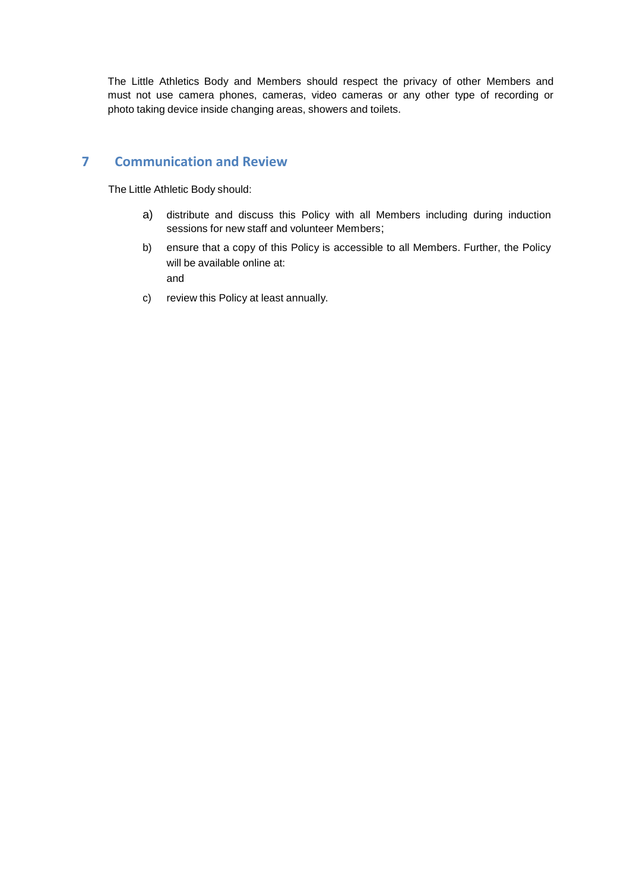The Little Athletics Body and Members should respect the privacy of other Members and must not use camera phones, cameras, video cameras or any other type of recording or photo taking device inside changing areas, showers and toilets.

## 7 Communication and Review

The Little Athletic Body should:

a) distribute and discuss this Policy with all Members including during induction sessions for new staff and volunteer Members;

b) ensure that a copy of this Policy is accessible to all Members. Further, the Policy will be available online at:
and

c) review this Policy at least annually.